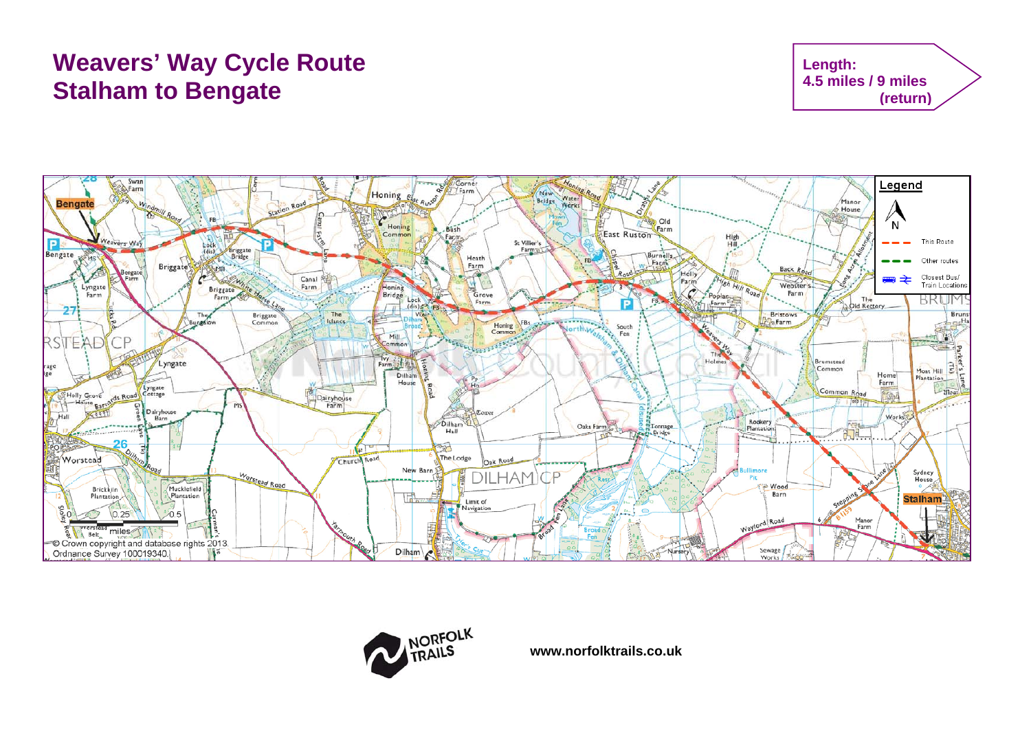# Weavers' Way Cycle Route
# Stalham to Bengate

**Length:**
**4.5 miles / 9 miles (return)**

Legend

- This Route
- Other routes
- Closest Bus/ Train Locations

© Crown copyright and database rights 2013. Ordnance Survey 100019340.

www.norfolktrails.co.uk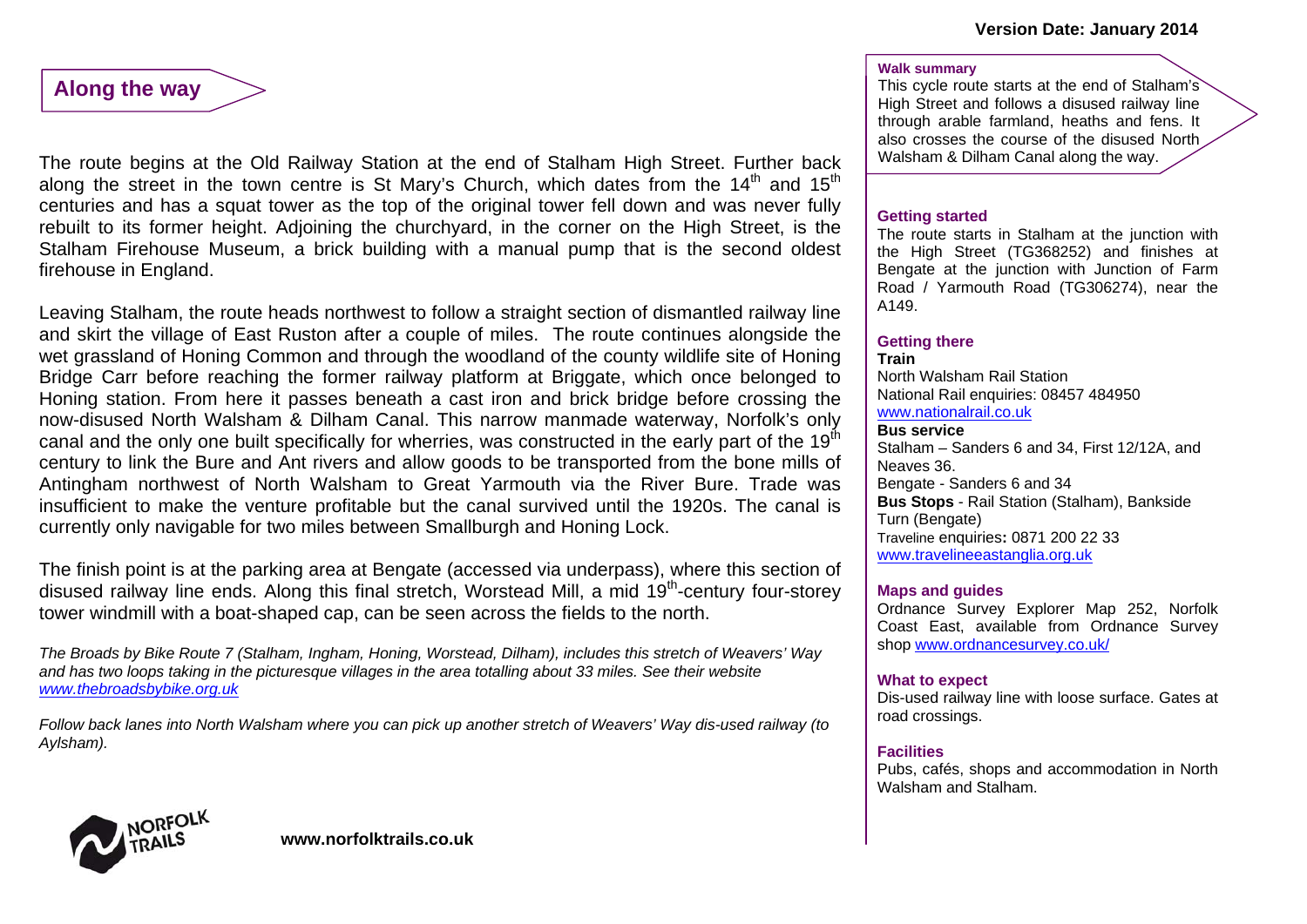Version Date: January 2014

## Along the way

The route begins at the Old Railway Station at the end of Stalham High Street. Further back along the street in the town centre is St Mary's Church, which dates from the 14th and 15th centuries and has a squat tower as the top of the original tower fell down and was never fully rebuilt to its former height. Adjoining the churchyard, in the corner on the High Street, is the Stalham Firehouse Museum, a brick building with a manual pump that is the second oldest firehouse in England.

Leaving Stalham, the route heads northwest to follow a straight section of dismantled railway line and skirt the village of East Ruston after a couple of miles. The route continues alongside the wet grassland of Honing Common and through the woodland of the county wildlife site of Honing Bridge Carr before reaching the former railway platform at Briggate, which once belonged to Honing station. From here it passes beneath a cast iron and brick bridge before crossing the now-disused North Walsham & Dilham Canal. This narrow manmade waterway, Norfolk's only canal and the only one built specifically for wherries, was constructed in the early part of the 19th century to link the Bure and Ant rivers and allow goods to be transported from the bone mills of Antingham northwest of North Walsham to Great Yarmouth via the River Bure. Trade was insufficient to make the venture profitable but the canal survived until the 1920s. The canal is currently only navigable for two miles between Smallburgh and Honing Lock.

The finish point is at the parking area at Bengate (accessed via underpass), where this section of disused railway line ends. Along this final stretch, Worstead Mill, a mid 19th-century four-storey tower windmill with a boat-shaped cap, can be seen across the fields to the north.

*The Broads by Bike Route 7 (Stalham, Ingham, Honing, Worstead, Dilham), includes this stretch of Weavers' Way and has two loops taking in the picturesque villages in the area totalling about 33 miles. See their website www.thebroadsbybike.org.uk*

*Follow back lanes into North Walsham where you can pick up another stretch of Weavers' Way dis-used railway (to Aylsham).*

**www.norfolktrails.co.uk**

### Walk summary

This cycle route starts at the end of Stalham's High Street and follows a disused railway line through arable farmland, heaths and fens. It also crosses the course of the disused North Walsham & Dilham Canal along the way.

### Getting started

The route starts in Stalham at the junction with the High Street (TG368252) and finishes at Bengate at the junction with Junction of Farm Road / Yarmouth Road (TG306274), near the A149.

### Getting there

**Train**
North Walsham Rail Station
National Rail enquiries: 08457 484950
www.nationalrail.co.uk

**Bus service**
Stalham – Sanders 6 and 34, First 12/12A, and Neaves 36.
Bengate - Sanders 6 and 34
**Bus Stops** - Rail Station (Stalham), Bankside Turn (Bengate)
Traveline enquiries: 0871 200 22 33
www.travelineeastanglia.org.uk

### Maps and guides

Ordnance Survey Explorer Map 252, Norfolk Coast East, available from Ordnance Survey shop www.ordnancesurvey.co.uk/

### What to expect

Dis-used railway line with loose surface. Gates at road crossings.

### Facilities

Pubs, cafés, shops and accommodation in North Walsham and Stalham.